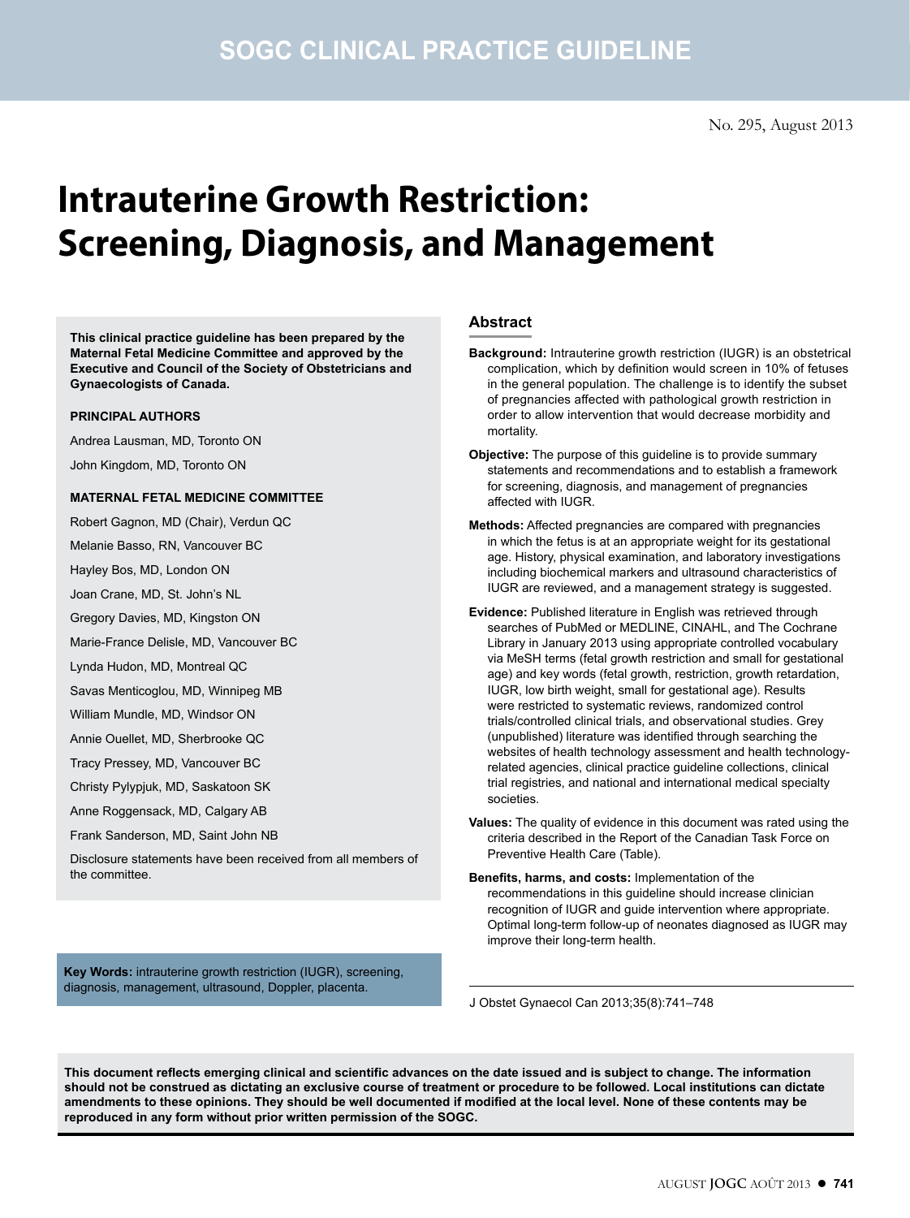SOGC CLINICAL PRACTICE GUIDELINE

No. 295, August 2013

# Intrauterine Growth Restriction: Screening, Diagnosis, and Management

**This clinical practice guideline has been prepared by the Maternal Fetal Medicine Committee and approved by the Executive and Council of the Society of Obstetricians and Gynaecologists of Canada.**

**PRINCIPAL AUTHORS**

Andrea Lausman, MD, Toronto ON

John Kingdom, MD, Toronto ON

**MATERNAL FETAL MEDICINE COMMITTEE**

Robert Gagnon, MD (Chair), Verdun QC

Melanie Basso, RN, Vancouver BC

Hayley Bos, MD, London ON

Joan Crane, MD, St. John's NL

Gregory Davies, MD, Kingston ON

Marie-France Delisle, MD, Vancouver BC

Lynda Hudon, MD, Montreal QC

Savas Menticoglou, MD, Winnipeg MB

William Mundle, MD, Windsor ON

Annie Ouellet, MD, Sherbrooke QC

Tracy Pressey, MD, Vancouver BC

Christy Pylypjuk, MD, Saskatoon SK

Anne Roggensack, MD, Calgary AB

Frank Sanderson, MD, Saint John NB

Disclosure statements have been received from all members of the committee.

**Key Words:** intrauterine growth restriction (IUGR), screening, diagnosis, management, ultrasound, Doppler, placenta.

## Abstract

**Background:** Intrauterine growth restriction (IUGR) is an obstetrical complication, which by definition would screen in 10% of fetuses in the general population. The challenge is to identify the subset of pregnancies affected with pathological growth restriction in order to allow intervention that would decrease morbidity and mortality.

**Objective:** The purpose of this guideline is to provide summary statements and recommendations and to establish a framework for screening, diagnosis, and management of pregnancies affected with IUGR.

**Methods:** Affected pregnancies are compared with pregnancies in which the fetus is at an appropriate weight for its gestational age. History, physical examination, and laboratory investigations including biochemical markers and ultrasound characteristics of IUGR are reviewed, and a management strategy is suggested.

**Evidence:** Published literature in English was retrieved through searches of PubMed or MEDLINE, CINAHL, and The Cochrane Library in January 2013 using appropriate controlled vocabulary via MeSH terms (fetal growth restriction and small for gestational age) and key words (fetal growth, restriction, growth retardation, IUGR, low birth weight, small for gestational age). Results were restricted to systematic reviews, randomized control trials/controlled clinical trials, and observational studies. Grey (unpublished) literature was identified through searching the websites of health technology assessment and health technology-related agencies, clinical practice guideline collections, clinical trial registries, and national and international medical specialty societies.

**Values:** The quality of evidence in this document was rated using the criteria described in the Report of the Canadian Task Force on Preventive Health Care (Table).

**Benefits, harms, and costs:** Implementation of the recommendations in this guideline should increase clinician recognition of IUGR and guide intervention where appropriate. Optimal long-term follow-up of neonates diagnosed as IUGR may improve their long-term health.

J Obstet Gynaecol Can 2013;35(8):741–748

**This document reflects emerging clinical and scientific advances on the date issued and is subject to change. The information should not be construed as dictating an exclusive course of treatment or procedure to be followed. Local institutions can dictate amendments to these opinions. They should be well documented if modified at the local level. None of these contents may be reproduced in any form without prior written permission of the SOGC.**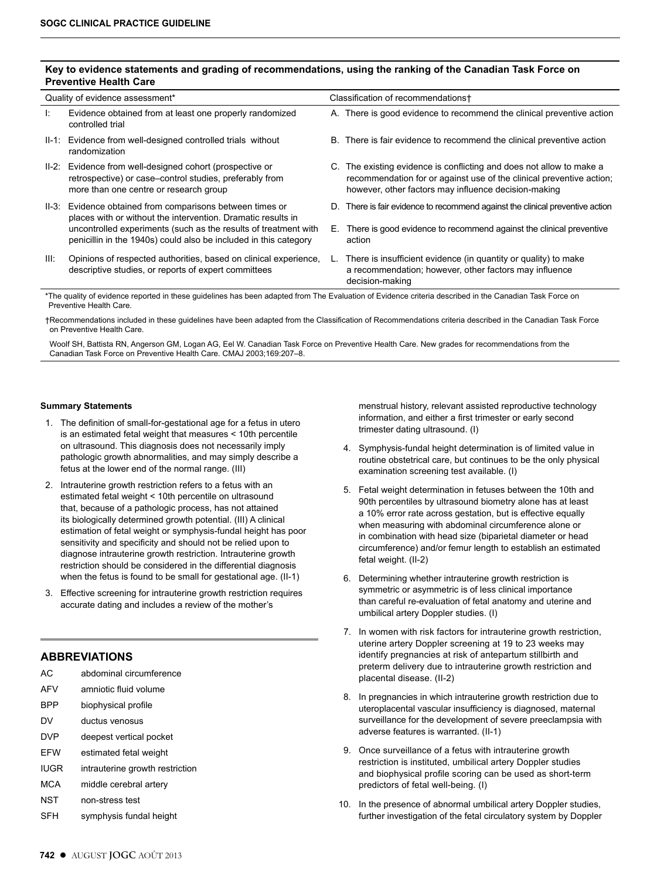**Key to evidence statements and grading of recommendations, using the ranking of the Canadian Task Force on Preventive Health Care**

| Quality of evidence assessment* | | Classification of recommendations† |
|---|---|---|
| I: | Evidence obtained from at least one properly randomized controlled trial | A. There is good evidence to recommend the clinical preventive action |
| II-1: | Evidence from well-designed controlled trials without randomization | B. There is fair evidence to recommend the clinical preventive action |
| II-2: | Evidence from well-designed cohort (prospective or retrospective) or case–control studies, preferably from more than one centre or research group | C. The existing evidence is conflicting and does not allow to make a recommendation for or against use of the clinical preventive action; however, other factors may influence decision-making |
| II-3: | Evidence obtained from comparisons between times or places with or without the intervention. Dramatic results in uncontrolled experiments (such as the results of treatment with penicillin in the 1940s) could also be included in this category | D. There is fair evidence to recommend against the clinical preventive action<br>E. There is good evidence to recommend against the clinical preventive action |
| III: | Opinions of respected authorities, based on clinical experience, descriptive studies, or reports of expert committees | L. There is insufficient evidence (in quantity or quality) to make a recommendation; however, other factors may influence decision-making |

*The quality of evidence reported in these guidelines has been adapted from The Evaluation of Evidence criteria described in the Canadian Task Force on Preventive Health Care.

†Recommendations included in these guidelines have been adapted from the Classification of Recommendations criteria described in the Canadian Task Force on Preventive Health Care.

Woolf SH, Battista RN, Angerson GM, Logan AG, Eel W. Canadian Task Force on Preventive Health Care. New grades for recommendations from the Canadian Task Force on Preventive Health Care. CMAJ 2003;169:207–8.

**Summary Statements**

1. The definition of small-for-gestational age for a fetus in utero is an estimated fetal weight that measures < 10th percentile on ultrasound. This diagnosis does not necessarily imply pathologic growth abnormalities, and may simply describe a fetus at the lower end of the normal range. (III)
2. Intrauterine growth restriction refers to a fetus with an estimated fetal weight < 10th percentile on ultrasound that, because of a pathologic process, has not attained its biologically determined growth potential. (III) A clinical estimation of fetal weight or symphysis-fundal height has poor sensitivity and specificity and should not be relied upon to diagnose intrauterine growth restriction. Intrauterine growth restriction should be considered in the differential diagnosis when the fetus is found to be small for gestational age. (II-1)
3. Effective screening for intrauterine growth restriction requires accurate dating and includes a review of the mother's menstrual history, relevant assisted reproductive technology information, and either a first trimester or early second trimester dating ultrasound. (I)
4. Symphysis-fundal height determination is of limited value in routine obstetrical care, but continues to be the only physical examination screening test available. (I)
5. Fetal weight determination in fetuses between the 10th and 90th percentiles by ultrasound biometry alone has at least a 10% error rate across gestation, but is effective equally when measuring with abdominal circumference alone or in combination with head size (biparietal diameter or head circumference) and/or femur length to establish an estimated fetal weight. (II-2)
6. Determining whether intrauterine growth restriction is symmetric or asymmetric is of less clinical importance than careful re-evaluation of fetal anatomy and uterine and umbilical artery Doppler studies. (I)
7. In women with risk factors for intrauterine growth restriction, uterine artery Doppler screening at 19 to 23 weeks may identify pregnancies at risk of antepartum stillbirth and preterm delivery due to intrauterine growth restriction and placental disease. (II-2)
8. In pregnancies in which intrauterine growth restriction due to uteroplacental vascular insufficiency is diagnosed, maternal surveillance for the development of severe preeclampsia with adverse features is warranted. (II-1)
9. Once surveillance of a fetus with intrauterine growth restriction is instituted, umbilical artery Doppler studies and biophysical profile scoring can be used as short-term predictors of fetal well-being. (I)
10. In the presence of abnormal umbilical artery Doppler studies, further investigation of the fetal circulatory system by Doppler

## ABBREVIATIONS

| | |
|---|---|
| AC | abdominal circumference |
| AFV | amniotic fluid volume |
| BPP | biophysical profile |
| DV | ductus venosus |
| DVP | deepest vertical pocket |
| EFW | estimated fetal weight |
| IUGR | intrauterine growth restriction |
| MCA | middle cerebral artery |
| NST | non-stress test |
| SFH | symphysis fundal height |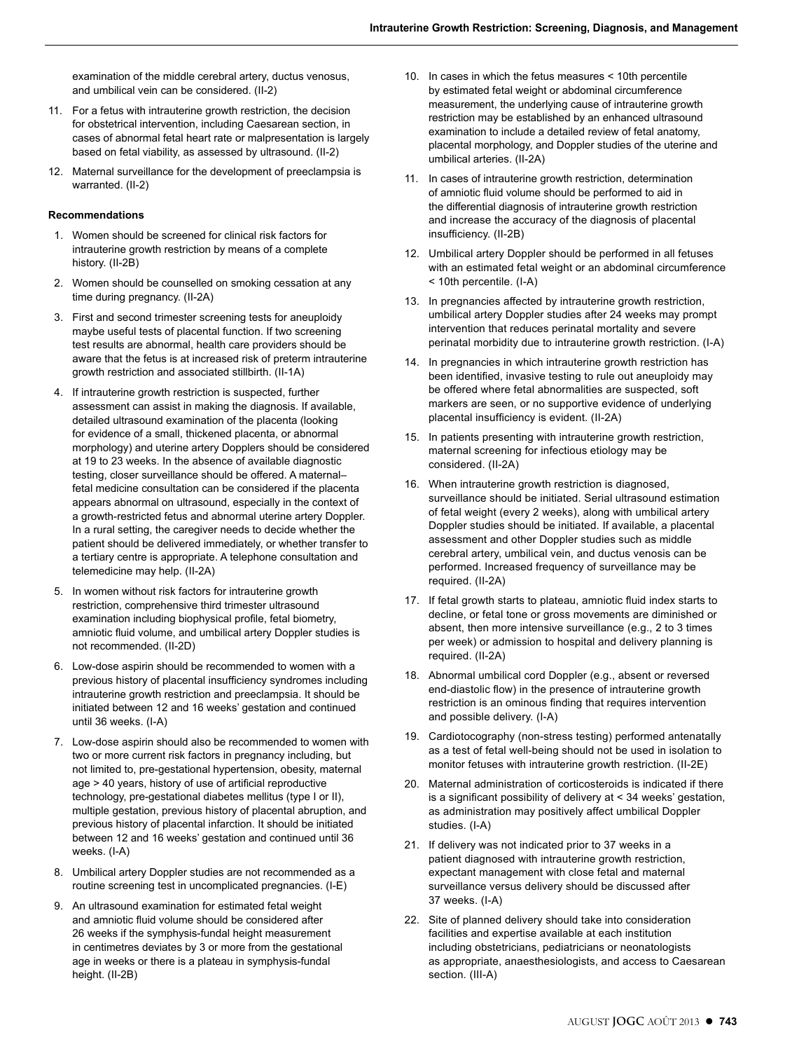examination of the middle cerebral artery, ductus venosus, and umbilical vein can be considered. (II-2)

11. For a fetus with intrauterine growth restriction, the decision for obstetrical intervention, including Caesarean section, in cases of abnormal fetal heart rate or malpresentation is largely based on fetal viability, as assessed by ultrasound. (II-2)
12. Maternal surveillance for the development of preeclampsia is warranted. (II-2)

**Recommendations**

1. Women should be screened for clinical risk factors for intrauterine growth restriction by means of a complete history. (II-2B)
2. Women should be counselled on smoking cessation at any time during pregnancy. (II-2A)
3. First and second trimester screening tests for aneuploidy maybe useful tests of placental function. If two screening test results are abnormal, health care providers should be aware that the fetus is at increased risk of preterm intrauterine growth restriction and associated stillbirth. (II-1A)
4. If intrauterine growth restriction is suspected, further assessment can assist in making the diagnosis. If available, detailed ultrasound examination of the placenta (looking for evidence of a small, thickened placenta, or abnormal morphology) and uterine artery Dopplers should be considered at 19 to 23 weeks. In the absence of available diagnostic testing, closer surveillance should be offered. A maternal–fetal medicine consultation can be considered if the placenta appears abnormal on ultrasound, especially in the context of a growth-restricted fetus and abnormal uterine artery Doppler. In a rural setting, the caregiver needs to decide whether the patient should be delivered immediately, or whether transfer to a tertiary centre is appropriate. A telephone consultation and telemedicine may help. (II-2A)
5. In women without risk factors for intrauterine growth restriction, comprehensive third trimester ultrasound examination including biophysical profile, fetal biometry, amniotic fluid volume, and umbilical artery Doppler studies is not recommended. (II-2D)
6. Low-dose aspirin should be recommended to women with a previous history of placental insufficiency syndromes including intrauterine growth restriction and preeclampsia. It should be initiated between 12 and 16 weeks' gestation and continued until 36 weeks. (I-A)
7. Low-dose aspirin should also be recommended to women with two or more current risk factors in pregnancy including, but not limited to, pre-gestational hypertension, obesity, maternal age > 40 years, history of use of artificial reproductive technology, pre-gestational diabetes mellitus (type I or II), multiple gestation, previous history of placental abruption, and previous history of placental infarction. It should be initiated between 12 and 16 weeks' gestation and continued until 36 weeks. (I-A)
8. Umbilical artery Doppler studies are not recommended as a routine screening test in uncomplicated pregnancies. (I-E)
9. An ultrasound examination for estimated fetal weight and amniotic fluid volume should be considered after 26 weeks if the symphysis-fundal height measurement in centimetres deviates by 3 or more from the gestational age in weeks or there is a plateau in symphysis-fundal height. (II-2B)
10. In cases in which the fetus measures < 10th percentile by estimated fetal weight or abdominal circumference measurement, the underlying cause of intrauterine growth restriction may be established by an enhanced ultrasound examination to include a detailed review of fetal anatomy, placental morphology, and Doppler studies of the uterine and umbilical arteries. (II-2A)
11. In cases of intrauterine growth restriction, determination of amniotic fluid volume should be performed to aid in the differential diagnosis of intrauterine growth restriction and increase the accuracy of the diagnosis of placental insufficiency. (II-2B)
12. Umbilical artery Doppler should be performed in all fetuses with an estimated fetal weight or an abdominal circumference < 10th percentile. (I-A)
13. In pregnancies affected by intrauterine growth restriction, umbilical artery Doppler studies after 24 weeks may prompt intervention that reduces perinatal mortality and severe perinatal morbidity due to intrauterine growth restriction. (I-A)
14. In pregnancies in which intrauterine growth restriction has been identified, invasive testing to rule out aneuploidy may be offered where fetal abnormalities are suspected, soft markers are seen, or no supportive evidence of underlying placental insufficiency is evident. (II-2A)
15. In patients presenting with intrauterine growth restriction, maternal screening for infectious etiology may be considered. (II-2A)
16. When intrauterine growth restriction is diagnosed, surveillance should be initiated. Serial ultrasound estimation of fetal weight (every 2 weeks), along with umbilical artery Doppler studies should be initiated. If available, a placental assessment and other Doppler studies such as middle cerebral artery, umbilical vein, and ductus venosis can be performed. Increased frequency of surveillance may be required. (II-2A)
17. If fetal growth starts to plateau, amniotic fluid index starts to decline, or fetal tone or gross movements are diminished or absent, then more intensive surveillance (e.g., 2 to 3 times per week) or admission to hospital and delivery planning is required. (II-2A)
18. Abnormal umbilical cord Doppler (e.g., absent or reversed end-diastolic flow) in the presence of intrauterine growth restriction is an ominous finding that requires intervention and possible delivery. (I-A)
19. Cardiotocography (non-stress testing) performed antenatally as a test of fetal well-being should not be used in isolation to monitor fetuses with intrauterine growth restriction. (II-2E)
20. Maternal administration of corticosteroids is indicated if there is a significant possibility of delivery at < 34 weeks' gestation, as administration may positively affect umbilical Doppler studies. (I-A)
21. If delivery was not indicated prior to 37 weeks in a patient diagnosed with intrauterine growth restriction, expectant management with close fetal and maternal surveillance versus delivery should be discussed after 37 weeks. (I-A)
22. Site of planned delivery should take into consideration facilities and expertise available at each institution including obstetricians, pediatricians or neonatologists as appropriate, anaesthesiologists, and access to Caesarean section. (III-A)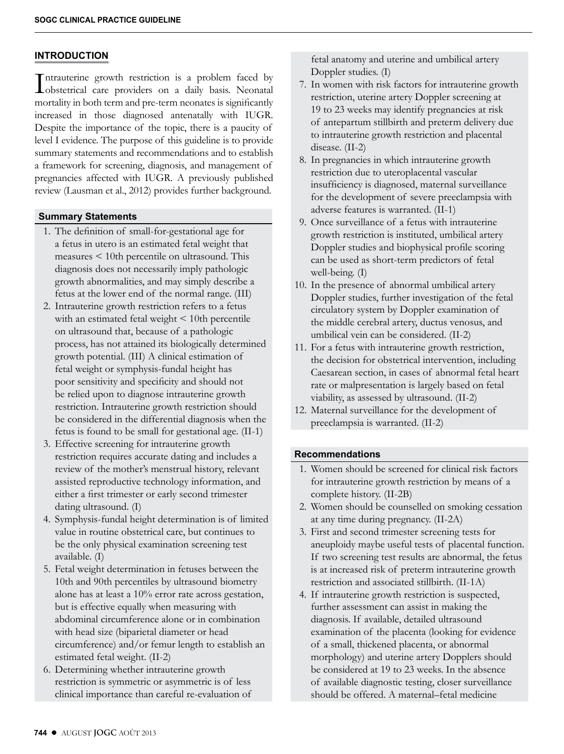## INTRODUCTION

Intrauterine growth restriction is a problem faced by obstetrical care providers on a daily basis. Neonatal mortality in both term and pre-term neonates is significantly increased in those diagnosed antenatally with IUGR. Despite the importance of the topic, there is a paucity of level I evidence. The purpose of this guideline is to provide summary statements and recommendations and to establish a framework for screening, diagnosis, and management of pregnancies affected with IUGR. A previously published review (Lausman et al., 2012) provides further background.

### Summary Statements

1. The definition of small-for-gestational age for a fetus in utero is an estimated fetal weight that measures < 10th percentile on ultrasound. This diagnosis does not necessarily imply pathologic growth abnormalities, and may simply describe a fetus at the lower end of the normal range. (III)
2. Intrauterine growth restriction refers to a fetus with an estimated fetal weight < 10th percentile on ultrasound that, because of a pathologic process, has not attained its biologically determined growth potential. (III) A clinical estimation of fetal weight or symphysis-fundal height has poor sensitivity and specificity and should not be relied upon to diagnose intrauterine growth restriction. Intrauterine growth restriction should be considered in the differential diagnosis when the fetus is found to be small for gestational age. (II-1)
3. Effective screening for intrauterine growth restriction requires accurate dating and includes a review of the mother's menstrual history, relevant assisted reproductive technology information, and either a first trimester or early second trimester dating ultrasound. (I)
4. Symphysis-fundal height determination is of limited value in routine obstetrical care, but continues to be the only physical examination screening test available. (I)
5. Fetal weight determination in fetuses between the 10th and 90th percentiles by ultrasound biometry alone has at least a 10% error rate across gestation, but is effective equally when measuring with abdominal circumference alone or in combination with head size (biparietal diameter or head circumference) and/or femur length to establish an estimated fetal weight. (II-2)
6. Determining whether intrauterine growth restriction is symmetric or asymmetric is of less clinical importance than careful re-evaluation of fetal anatomy and uterine and umbilical artery Doppler studies. (I)
7. In women with risk factors for intrauterine growth restriction, uterine artery Doppler screening at 19 to 23 weeks may identify pregnancies at risk of antepartum stillbirth and preterm delivery due to intrauterine growth restriction and placental disease. (II-2)
8. In pregnancies in which intrauterine growth restriction due to uteroplacental vascular insufficiency is diagnosed, maternal surveillance for the development of severe preeclampsia with adverse features is warranted. (II-1)
9. Once surveillance of a fetus with intrauterine growth restriction is instituted, umbilical artery Doppler studies and biophysical profile scoring can be used as short-term predictors of fetal well-being. (I)
10. In the presence of abnormal umbilical artery Doppler studies, further investigation of the fetal circulatory system by Doppler examination of the middle cerebral artery, ductus venosus, and umbilical vein can be considered. (II-2)
11. For a fetus with intrauterine growth restriction, the decision for obstetrical intervention, including Caesarean section, in cases of abnormal fetal heart rate or malpresentation is largely based on fetal viability, as assessed by ultrasound. (II-2)
12. Maternal surveillance for the development of preeclampsia is warranted. (II-2)

### Recommendations

1. Women should be screened for clinical risk factors for intrauterine growth restriction by means of a complete history. (II-2B)
2. Women should be counselled on smoking cessation at any time during pregnancy. (II-2A)
3. First and second trimester screening tests for aneuploidy maybe useful tests of placental function. If two screening test results are abnormal, the fetus is at increased risk of preterm intrauterine growth restriction and associated stillbirth. (II-1A)
4. If intrauterine growth restriction is suspected, further assessment can assist in making the diagnosis. If available, detailed ultrasound examination of the placenta (looking for evidence of a small, thickened placenta, or abnormal morphology) and uterine artery Dopplers should be considered at 19 to 23 weeks. In the absence of available diagnostic testing, closer surveillance should be offered. A maternal–fetal medicine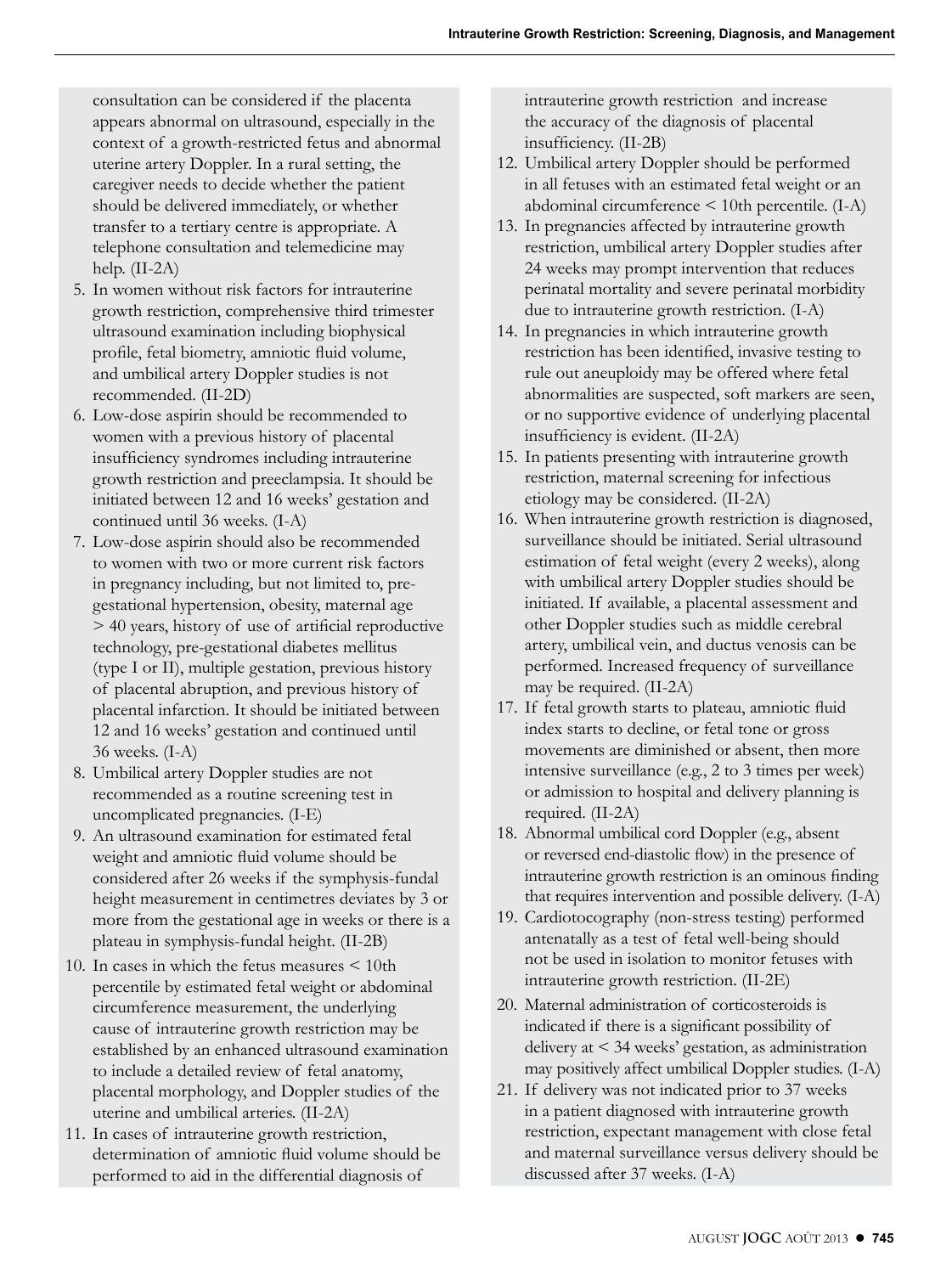consultation can be considered if the placenta appears abnormal on ultrasound, especially in the context of a growth-restricted fetus and abnormal uterine artery Doppler. In a rural setting, the caregiver needs to decide whether the patient should be delivered immediately, or whether transfer to a tertiary centre is appropriate. A telephone consultation and telemedicine may help. (II-2A)

5. In women without risk factors for intrauterine growth restriction, comprehensive third trimester ultrasound examination including biophysical profile, fetal biometry, amniotic fluid volume, and umbilical artery Doppler studies is not recommended. (II-2D)
6. Low-dose aspirin should be recommended to women with a previous history of placental insufficiency syndromes including intrauterine growth restriction and preeclampsia. It should be initiated between 12 and 16 weeks' gestation and continued until 36 weeks. (I-A)
7. Low-dose aspirin should also be recommended to women with two or more current risk factors in pregnancy including, but not limited to, pre-gestational hypertension, obesity, maternal age > 40 years, history of use of artificial reproductive technology, pre-gestational diabetes mellitus (type I or II), multiple gestation, previous history of placental abruption, and previous history of placental infarction. It should be initiated between 12 and 16 weeks' gestation and continued until 36 weeks. (I-A)
8. Umbilical artery Doppler studies are not recommended as a routine screening test in uncomplicated pregnancies. (I-E)
9. An ultrasound examination for estimated fetal weight and amniotic fluid volume should be considered after 26 weeks if the symphysis-fundal height measurement in centimetres deviates by 3 or more from the gestational age in weeks or there is a plateau in symphysis-fundal height. (II-2B)
10. In cases in which the fetus measures < 10th percentile by estimated fetal weight or abdominal circumference measurement, the underlying cause of intrauterine growth restriction may be established by an enhanced ultrasound examination to include a detailed review of fetal anatomy, placental morphology, and Doppler studies of the uterine and umbilical arteries. (II-2A)
11. In cases of intrauterine growth restriction, determination of amniotic fluid volume should be performed to aid in the differential diagnosis of intrauterine growth restriction and increase the accuracy of the diagnosis of placental insufficiency. (II-2B)
12. Umbilical artery Doppler should be performed in all fetuses with an estimated fetal weight or an abdominal circumference < 10th percentile. (I-A)
13. In pregnancies affected by intrauterine growth restriction, umbilical artery Doppler studies after 24 weeks may prompt intervention that reduces perinatal mortality and severe perinatal morbidity due to intrauterine growth restriction. (I-A)
14. In pregnancies in which intrauterine growth restriction has been identified, invasive testing to rule out aneuploidy may be offered where fetal abnormalities are suspected, soft markers are seen, or no supportive evidence of underlying placental insufficiency is evident. (II-2A)
15. In patients presenting with intrauterine growth restriction, maternal screening for infectious etiology may be considered. (II-2A)
16. When intrauterine growth restriction is diagnosed, surveillance should be initiated. Serial ultrasound estimation of fetal weight (every 2 weeks), along with umbilical artery Doppler studies should be initiated. If available, a placental assessment and other Doppler studies such as middle cerebral artery, umbilical vein, and ductus venosis can be performed. Increased frequency of surveillance may be required. (II-2A)
17. If fetal growth starts to plateau, amniotic fluid index starts to decline, or fetal tone or gross movements are diminished or absent, then more intensive surveillance (e.g., 2 to 3 times per week) or admission to hospital and delivery planning is required. (II-2A)
18. Abnormal umbilical cord Doppler (e.g., absent or reversed end-diastolic flow) in the presence of intrauterine growth restriction is an ominous finding that requires intervention and possible delivery. (I-A)
19. Cardiotocography (non-stress testing) performed antenatally as a test of fetal well-being should not be used in isolation to monitor fetuses with intrauterine growth restriction. (II-2E)
20. Maternal administration of corticosteroids is indicated if there is a significant possibility of delivery at < 34 weeks' gestation, as administration may positively affect umbilical Doppler studies. (I-A)
21. If delivery was not indicated prior to 37 weeks in a patient diagnosed with intrauterine growth restriction, expectant management with close fetal and maternal surveillance versus delivery should be discussed after 37 weeks. (I-A)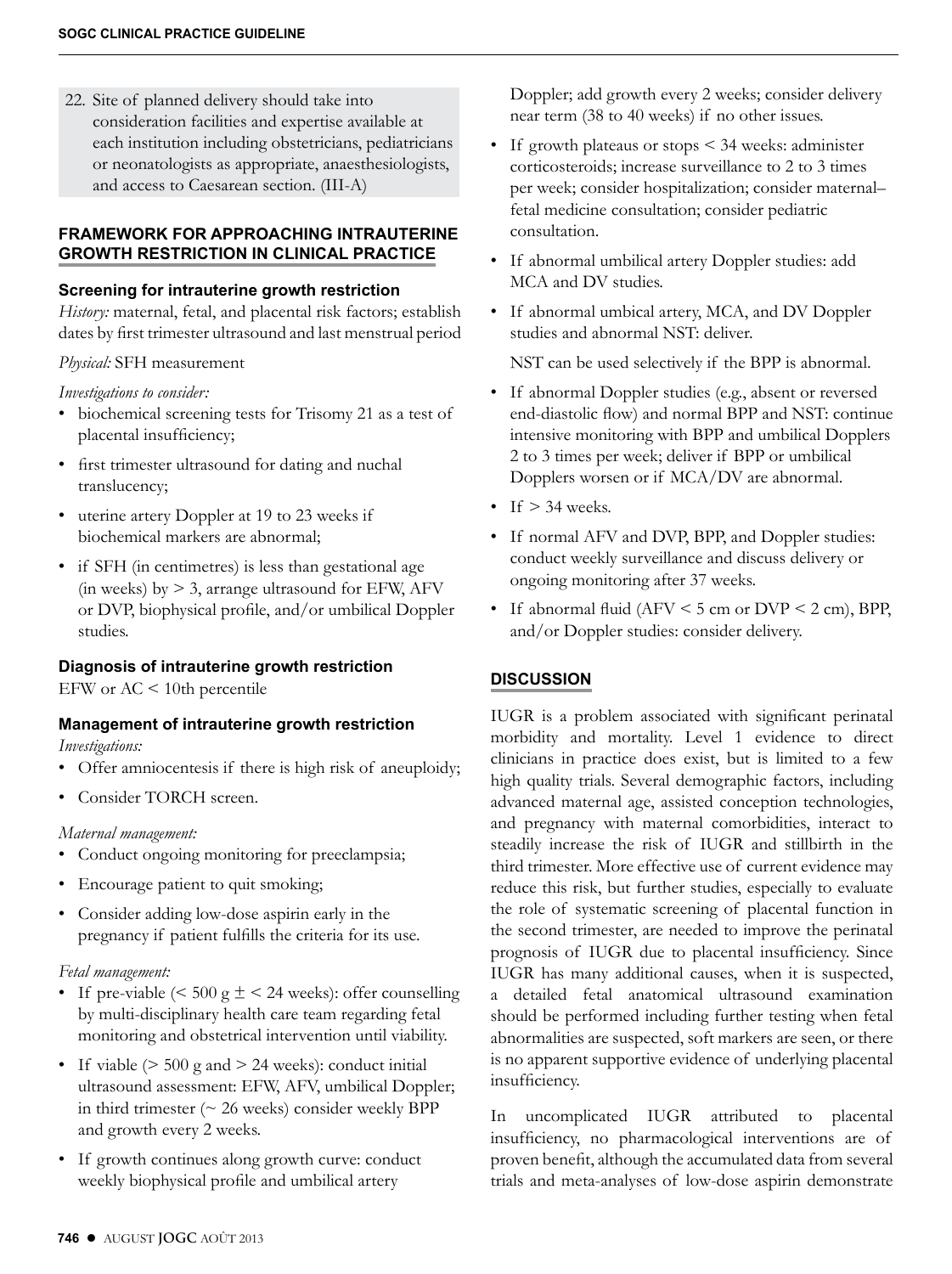22. Site of planned delivery should take into consideration facilities and expertise available at each institution including obstetricians, pediatricians or neonatologists as appropriate, anaesthesiologists, and access to Caesarean section. (III-A)

## FRAMEWORK FOR APPROACHING INTRAUTERINE GROWTH RESTRICTION IN CLINICAL PRACTICE

### Screening for intrauterine growth restriction

*History:* maternal, fetal, and placental risk factors; establish dates by first trimester ultrasound and last menstrual period

*Physical:* SFH measurement

*Investigations to consider:*

- biochemical screening tests for Trisomy 21 as a test of placental insufficiency;
- first trimester ultrasound for dating and nuchal translucency;
- uterine artery Doppler at 19 to 23 weeks if biochemical markers are abnormal;
- if SFH (in centimetres) is less than gestational age (in weeks) by > 3, arrange ultrasound for EFW, AFV or DVP, biophysical profile, and/or umbilical Doppler studies.

### Diagnosis of intrauterine growth restriction

EFW or AC < 10th percentile

### Management of intrauterine growth restriction

*Investigations:*

- Offer amniocentesis if there is high risk of aneuploidy;
- Consider TORCH screen.

*Maternal management:*

- Conduct ongoing monitoring for preeclampsia;
- Encourage patient to quit smoking;
- Consider adding low-dose aspirin early in the pregnancy if patient fulfills the criteria for its use.

*Fetal management:*

- If pre-viable (< 500 g ± < 24 weeks): offer counselling by multi-disciplinary health care team regarding fetal monitoring and obstetrical intervention until viability.
- If viable (> 500 g and > 24 weeks): conduct initial ultrasound assessment: EFW, AFV, umbilical Doppler; in third trimester (~ 26 weeks) consider weekly BPP and growth every 2 weeks.
- If growth continues along growth curve: conduct weekly biophysical profile and umbilical artery Doppler; add growth every 2 weeks; consider delivery near term (38 to 40 weeks) if no other issues.
- If growth plateaus or stops < 34 weeks: administer corticosteroids; increase surveillance to 2 to 3 times per week; consider hospitalization; consider maternal–fetal medicine consultation; consider pediatric consultation.
- If abnormal umbilical artery Doppler studies: add MCA and DV studies.
- If abnormal umbical artery, MCA, and DV Doppler studies and abnormal NST: deliver.

  NST can be used selectively if the BPP is abnormal.
- If abnormal Doppler studies (e.g., absent or reversed end-diastolic flow) and normal BPP and NST: continue intensive monitoring with BPP and umbilical Dopplers 2 to 3 times per week; deliver if BPP or umbilical Dopplers worsen or if MCA/DV are abnormal.
- If > 34 weeks.
- If normal AFV and DVP, BPP, and Doppler studies: conduct weekly surveillance and discuss delivery or ongoing monitoring after 37 weeks.
- If abnormal fluid (AFV < 5 cm or DVP < 2 cm), BPP, and/or Doppler studies: consider delivery.

## DISCUSSION

IUGR is a problem associated with significant perinatal morbidity and mortality. Level 1 evidence to direct clinicians in practice does exist, but is limited to a few high quality trials. Several demographic factors, including advanced maternal age, assisted conception technologies, and pregnancy with maternal comorbidities, interact to steadily increase the risk of IUGR and stillbirth in the third trimester. More effective use of current evidence may reduce this risk, but further studies, especially to evaluate the role of systematic screening of placental function in the second trimester, are needed to improve the perinatal prognosis of IUGR due to placental insufficiency. Since IUGR has many additional causes, when it is suspected, a detailed fetal anatomical ultrasound examination should be performed including further testing when fetal abnormalities are suspected, soft markers are seen, or there is no apparent supportive evidence of underlying placental insufficiency.

In uncomplicated IUGR attributed to placental insufficiency, no pharmacological interventions are of proven benefit, although the accumulated data from several trials and meta-analyses of low-dose aspirin demonstrate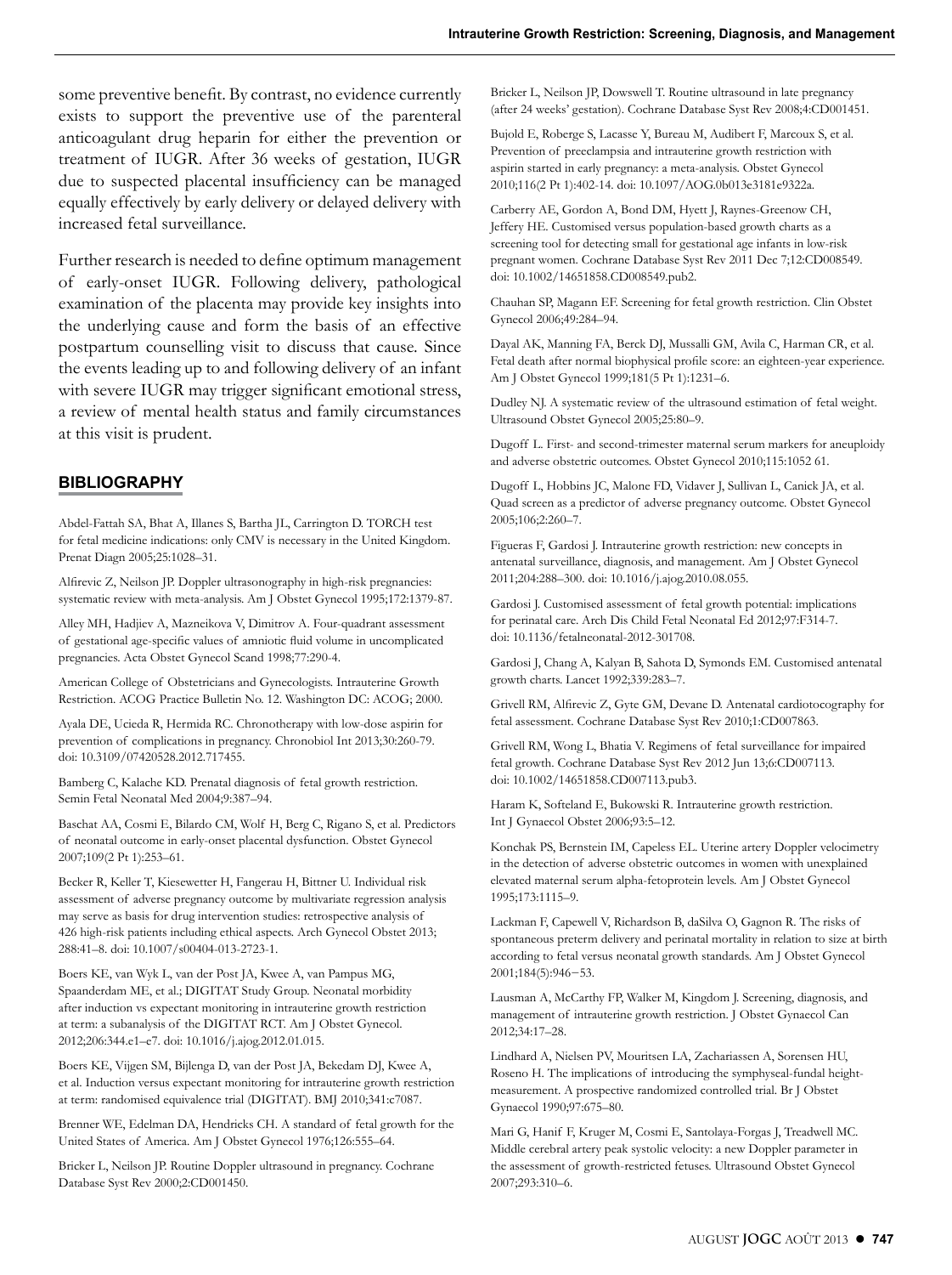some preventive benefit. By contrast, no evidence currently exists to support the preventive use of the parenteral anticoagulant drug heparin for either the prevention or treatment of IUGR. After 36 weeks of gestation, IUGR due to suspected placental insufficiency can be managed equally effectively by early delivery or delayed delivery with increased fetal surveillance.

Further research is needed to define optimum management of early-onset IUGR. Following delivery, pathological examination of the placenta may provide key insights into the underlying cause and form the basis of an effective postpartum counselling visit to discuss that cause. Since the events leading up to and following delivery of an infant with severe IUGR may trigger significant emotional stress, a review of mental health status and family circumstances at this visit is prudent.

## BIBLIOGRAPHY

Abdel-Fattah SA, Bhat A, Illanes S, Bartha JL, Carrington D. TORCH test for fetal medicine indications: only CMV is necessary in the United Kingdom. Prenat Diagn 2005;25:1028–31.

Alfirevic Z, Neilson JP. Doppler ultrasonography in high-risk pregnancies: systematic review with meta-analysis. Am J Obstet Gynecol 1995;172:1379-87.

Alley MH, Hadjiev A, Mazneikova V, Dimitrov A. Four-quadrant assessment of gestational age-specific values of amniotic fluid volume in uncomplicated pregnancies. Acta Obstet Gynecol Scand 1998;77:290-4.

American College of Obstetricians and Gynecologists. Intrauterine Growth Restriction. ACOG Practice Bulletin No. 12. Washington DC: ACOG; 2000.

Ayala DE, Ucieda R, Hermida RC. Chronotherapy with low-dose aspirin for prevention of complications in pregnancy. Chronobiol Int 2013;30:260-79. doi: 10.3109/07420528.2012.717455.

Bamberg C, Kalache KD. Prenatal diagnosis of fetal growth restriction. Semin Fetal Neonatal Med 2004;9:387–94.

Baschat AA, Cosmi E, Bilardo CM, Wolf H, Berg C, Rigano S, et al. Predictors of neonatal outcome in early-onset placental dysfunction. Obstet Gynecol 2007;109(2 Pt 1):253–61.

Becker R, Keller T, Kiesewetter H, Fangerau H, Bittner U. Individual risk assessment of adverse pregnancy outcome by multivariate regression analysis may serve as basis for drug intervention studies: retrospective analysis of 426 high-risk patients including ethical aspects. Arch Gynecol Obstet 2013; 288:41–8. doi: 10.1007/s00404-013-2723-1.

Boers KE, van Wyk L, van der Post JA, Kwee A, van Pampus MG, Spaanderdam ME, et al.; DIGITAT Study Group. Neonatal morbidity after induction vs expectant monitoring in intrauterine growth restriction at term: a subanalysis of the DIGITAT RCT. Am J Obstet Gynecol. 2012;206:344.e1–e7. doi: 10.1016/j.ajog.2012.01.015.

Boers KE, Vijgen SM, Bijlenga D, van der Post JA, Bekedam DJ, Kwee A, et al. Induction versus expectant monitoring for intrauterine growth restriction at term: randomised equivalence trial (DIGITAT). BMJ 2010;341:c7087.

Brenner WE, Edelman DA, Hendricks CH. A standard of fetal growth for the United States of America. Am J Obstet Gynecol 1976;126:555–64.

Bricker L, Neilson JP. Routine Doppler ultrasound in pregnancy. Cochrane Database Syst Rev 2000;2:CD001450.

Bricker L, Neilson JP, Dowswell T. Routine ultrasound in late pregnancy (after 24 weeks' gestation). Cochrane Database Syst Rev 2008;4:CD001451.

Bujold E, Roberge S, Lacasse Y, Bureau M, Audibert F, Marcoux S, et al. Prevention of preeclampsia and intrauterine growth restriction with aspirin started in early pregnancy: a meta-analysis. Obstet Gynecol 2010;116(2 Pt 1):402-14. doi: 10.1097/AOG.0b013e3181e9322a.

Carberry AE, Gordon A, Bond DM, Hyett J, Raynes-Greenow CH, Jeffery HE. Customised versus population-based growth charts as a screening tool for detecting small for gestational age infants in low-risk pregnant women. Cochrane Database Syst Rev 2011 Dec 7;12:CD008549. doi: 10.1002/14651858.CD008549.pub2.

Chauhan SP, Magann EF. Screening for fetal growth restriction. Clin Obstet Gynecol 2006;49:284–94.

Dayal AK, Manning FA, Berck DJ, Mussalli GM, Avila C, Harman CR, et al. Fetal death after normal biophysical profile score: an eighteen-year experience. Am J Obstet Gynecol 1999;181(5 Pt 1):1231–6.

Dudley NJ. A systematic review of the ultrasound estimation of fetal weight. Ultrasound Obstet Gynecol 2005;25:80–9.

Dugoff L. First- and second-trimester maternal serum markers for aneuploidy and adverse obstetric outcomes. Obstet Gynecol 2010;115:1052 61.

Dugoff L, Hobbins JC, Malone FD, Vidaver J, Sullivan L, Canick JA, et al. Quad screen as a predictor of adverse pregnancy outcome. Obstet Gynecol 2005;106;2:260–7.

Figueras F, Gardosi J. Intrauterine growth restriction: new concepts in antenatal surveillance, diagnosis, and management. Am J Obstet Gynecol 2011;204:288–300. doi: 10.1016/j.ajog.2010.08.055.

Gardosi J. Customised assessment of fetal growth potential: implications for perinatal care. Arch Dis Child Fetal Neonatal Ed 2012;97:F314-7. doi: 10.1136/fetalneonatal-2012-301708.

Gardosi J, Chang A, Kalyan B, Sahota D, Symonds EM. Customised antenatal growth charts. Lancet 1992;339:283–7.

Grivell RM, Alfirevic Z, Gyte GM, Devane D. Antenatal cardiotocography for fetal assessment. Cochrane Database Syst Rev 2010;1:CD007863.

Grivell RM, Wong L, Bhatia V. Regimens of fetal surveillance for impaired fetal growth. Cochrane Database Syst Rev 2012 Jun 13;6:CD007113. doi: 10.1002/14651858.CD007113.pub3.

Haram K, Softeland E, Bukowski R. Intrauterine growth restriction. Int J Gynaecol Obstet 2006;93:5–12.

Konchak PS, Bernstein IM, Capeless EL. Uterine artery Doppler velocimetry in the detection of adverse obstetric outcomes in women with unexplained elevated maternal serum alpha-fetoprotein levels. Am J Obstet Gynecol 1995;173:1115–9.

Lackman F, Capewell V, Richardson B, daSilva O, Gagnon R. The risks of spontaneous preterm delivery and perinatal mortality in relation to size at birth according to fetal versus neonatal growth standards. Am J Obstet Gynecol 2001;184(5):946−53.

Lausman A, McCarthy FP, Walker M, Kingdom J. Screening, diagnosis, and management of intrauterine growth restriction. J Obstet Gynaecol Can 2012;34:17–28.

Lindhard A, Nielsen PV, Mouritsen LA, Zachariassen A, Sorensen HU, Roseno H. The implications of introducing the symphyseal-fundal height-measurement. A prospective randomized controlled trial. Br J Obstet Gynaecol 1990;97:675–80.

Mari G, Hanif F, Kruger M, Cosmi E, Santolaya-Forgas J, Treadwell MC. Middle cerebral artery peak systolic velocity: a new Doppler parameter in the assessment of growth-restricted fetuses. Ultrasound Obstet Gynecol 2007;293:310–6.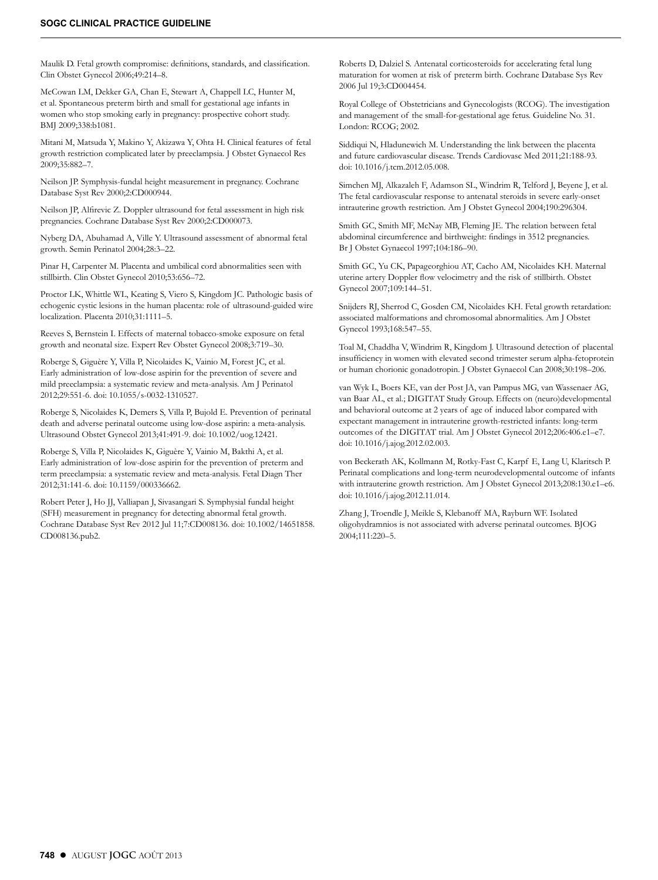Maulik D. Fetal growth compromise: definitions, standards, and classification. Clin Obstet Gynecol 2006;49:214–8.

McCowan LM, Dekker GA, Chan E, Stewart A, Chappell LC, Hunter M, et al. Spontaneous preterm birth and small for gestational age infants in women who stop smoking early in pregnancy: prospective cohort study. BMJ 2009;338:b1081.

Mitani M, Matsuda Y, Makino Y, Akizawa Y, Ohta H. Clinical features of fetal growth restriction complicated later by preeclampsia. J Obstet Gynaecol Res 2009;35:882–7.

Neilson JP. Symphysis-fundal height measurement in pregnancy. Cochrane Database Syst Rev 2000;2:CD000944.

Neilson JP, Alfirevic Z. Doppler ultrasound for fetal assessment in high risk pregnancies. Cochrane Database Syst Rev 2000;2:CD000073.

Nyberg DA, Abuhamad A, Ville Y. Ultrasound assessment of abnormal fetal growth. Semin Perinatol 2004;28:3–22.

Pinar H, Carpenter M. Placenta and umbilical cord abnormalities seen with stillbirth. Clin Obstet Gynecol 2010;53:656–72.

Proctor LK, Whittle WL, Keating S, Viero S, Kingdom JC. Pathologic basis of echogenic cystic lesions in the human placenta: role of ultrasound-guided wire localization. Placenta 2010;31:1111–5.

Reeves S, Bernstein I. Effects of maternal tobacco-smoke exposure on fetal growth and neonatal size. Expert Rev Obstet Gynecol 2008;3:719–30.

Roberge S, Giguère Y, Villa P, Nicolaides K, Vainio M, Forest JC, et al. Early administration of low-dose aspirin for the prevention of severe and mild preeclampsia: a systematic review and meta-analysis. Am J Perinatol 2012;29:551-6. doi: 10.1055/s-0032-1310527.

Roberge S, Nicolaides K, Demers S, Villa P, Bujold E. Prevention of perinatal death and adverse perinatal outcome using low-dose aspirin: a meta-analysis. Ultrasound Obstet Gynecol 2013;41:491-9. doi: 10.1002/uog.12421.

Roberge S, Villa P, Nicolaides K, Giguère Y, Vainio M, Bakthi A, et al. Early administration of low-dose aspirin for the prevention of preterm and term preeclampsia: a systematic review and meta-analysis. Fetal Diagn Ther 2012;31:141-6. doi: 10.1159/000336662.

Robert Peter J, Ho JJ, Valliapan J, Sivasangari S. Symphysial fundal height (SFH) measurement in pregnancy for detecting abnormal fetal growth. Cochrane Database Syst Rev 2012 Jul 11;7:CD008136. doi: 10.1002/14651858.CD008136.pub2.

Roberts D, Dalziel S. Antenatal corticosteroids for accelerating fetal lung maturation for women at risk of preterm birth. Cochrane Database Sys Rev 2006 Jul 19;3:CD004454.

Royal College of Obstetricians and Gynecologists (RCOG). The investigation and management of the small-for-gestational age fetus. Guideline No. 31. London: RCOG; 2002.

Siddiqui N, Hladunewich M. Understanding the link between the placenta and future cardiovascular disease. Trends Cardiovasc Med 2011;21:188-93. doi: 10.1016/j.tcm.2012.05.008.

Simchen MJ, Alkazaleh F, Adamson SL, Windrim R, Telford J, Beyene J, et al. The fetal cardiovascular response to antenatal steroids in severe early-onset intrauterine growth restriction. Am J Obstet Gynecol 2004;190:296304.

Smith GC, Smith MF, McNay MB, Fleming JE. The relation between fetal abdominal circumference and birthweight: findings in 3512 pregnancies. Br J Obstet Gynaecol 1997;104:186–90.

Smith GC, Yu CK, Papageorghiou AT, Cacho AM, Nicolaides KH. Maternal uterine artery Doppler flow velocimetry and the risk of stillbirth. Obstet Gynecol 2007;109:144–51.

Snijders RJ, Sherrod C, Gosden CM, Nicolaides KH. Fetal growth retardation: associated malformations and chromosomal abnormalities. Am J Obstet Gynecol 1993;168:547–55.

Toal M, Chaddha V, Windrim R, Kingdom J. Ultrasound detection of placental insufficiency in women with elevated second trimester serum alpha-fetoprotein or human chorionic gonadotropin. J Obstet Gynaecol Can 2008;30:198–206.

van Wyk L, Boers KE, van der Post JA, van Pampus MG, van Wassenaer AG, van Baar AL, et al.; DIGITAT Study Group. Effects on (neuro)developmental and behavioral outcome at 2 years of age of induced labor compared with expectant management in intrauterine growth-restricted infants: long-term outcomes of the DIGITAT trial. Am J Obstet Gynecol 2012;206:406.e1–e7. doi: 10.1016/j.ajog.2012.02.003.

von Beckerath AK, Kollmann M, Rotky-Fast C, Karpf E, Lang U, Klaritsch P. Perinatal complications and long-term neurodevelopmental outcome of infants with intrauterine growth restriction. Am J Obstet Gynecol 2013;208:130.e1–e6. doi: 10.1016/j.ajog.2012.11.014.

Zhang J, Troendle J, Meikle S, Klebanoff MA, Rayburn WF. Isolated oligohydramnios is not associated with adverse perinatal outcomes. BJOG 2004;111:220–5.